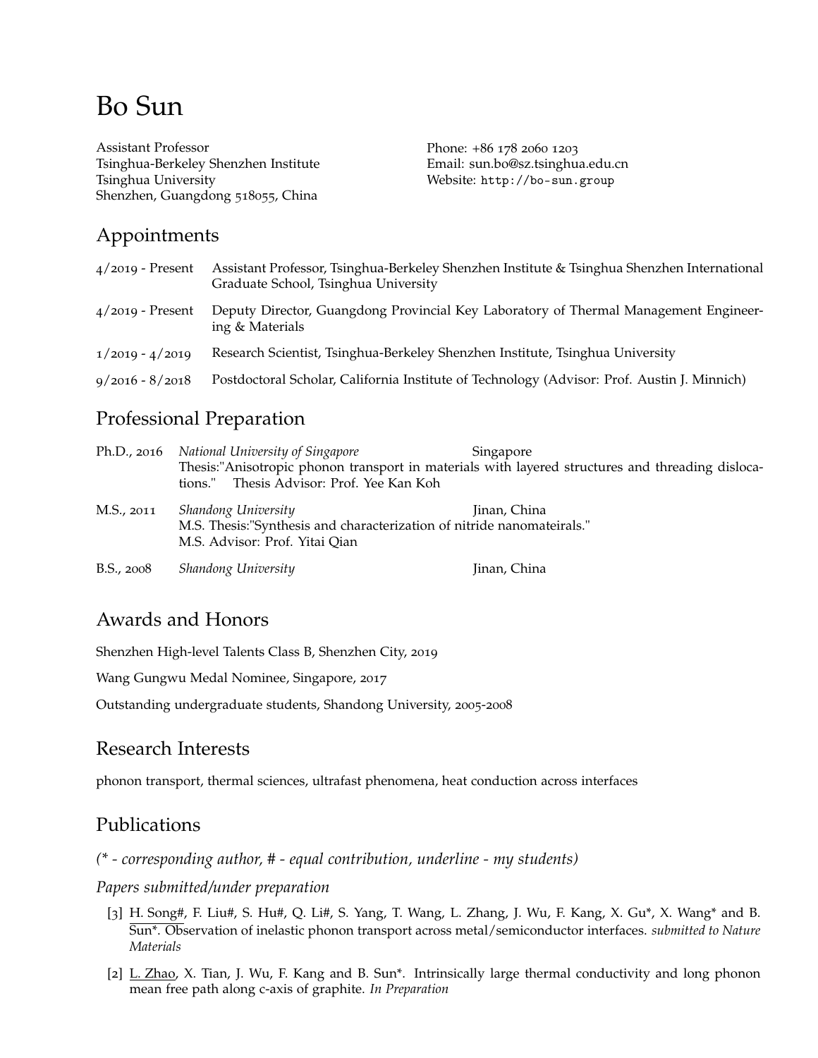# Bo Sun

Assistant Professor
Tsinghua-Berkeley Shenzhen Institute
Tsinghua University
Shenzhen, Guangdong 518055, China

Phone: +86 178 2060 1203
Email: sun.bo@sz.tsinghua.edu.cn
Website: `http://bo-sun.group`

## Appointments

| | |
|---|---|
| 4/2019 - Present | Assistant Professor, Tsinghua-Berkeley Shenzhen Institute & Tsinghua Shenzhen International Graduate School, Tsinghua University |
| 4/2019 - Present | Deputy Director, Guangdong Provincial Key Laboratory of Thermal Management Engineering & Materials |
| 1/2019 - 4/2019 | Research Scientist, Tsinghua-Berkeley Shenzhen Institute, Tsinghua University |
| 9/2016 - 8/2018 | Postdoctoral Scholar, California Institute of Technology (Advisor: Prof. Austin J. Minnich) |

## Professional Preparation

**Ph.D., 2016** — *National University of Singapore*, Singapore
Thesis:"Anisotropic phonon transport in materials with layered structures and threading dislocations." Thesis Advisor: Prof. Yee Kan Koh

**M.S., 2011** — *Shandong University*, Jinan, China
M.S. Thesis:"Synthesis and characterization of nitride nanomateirals."
M.S. Advisor: Prof. Yitai Qian

**B.S., 2008** — *Shandong University*, Jinan, China

## Awards and Honors

Shenzhen High-level Talents Class B, Shenzhen City, 2019

Wang Gungwu Medal Nominee, Singapore, 2017

Outstanding undergraduate students, Shandong University, 2005-2008

## Research Interests

phonon transport, thermal sciences, ultrafast phenomena, heat conduction across interfaces

## Publications

*(* - corresponding author, # - equal contribution, underline - my students)*

*Papers submitted/under preparation*

[3] <u>H. Song</u>#, F. Liu#, S. Hu#, Q. Li#, S. Yang, T. Wang, L. Zhang, J. Wu, F. Kang, X. Gu*, X. Wang* and B. Sun*. Observation of inelastic phonon transport across metal/semiconductor interfaces. *submitted to Nature Materials*

[2] <u>L. Zhao</u>, X. Tian, J. Wu, F. Kang and B. Sun*. Intrinsically large thermal conductivity and long phonon mean free path along c-axis of graphite. *In Preparation*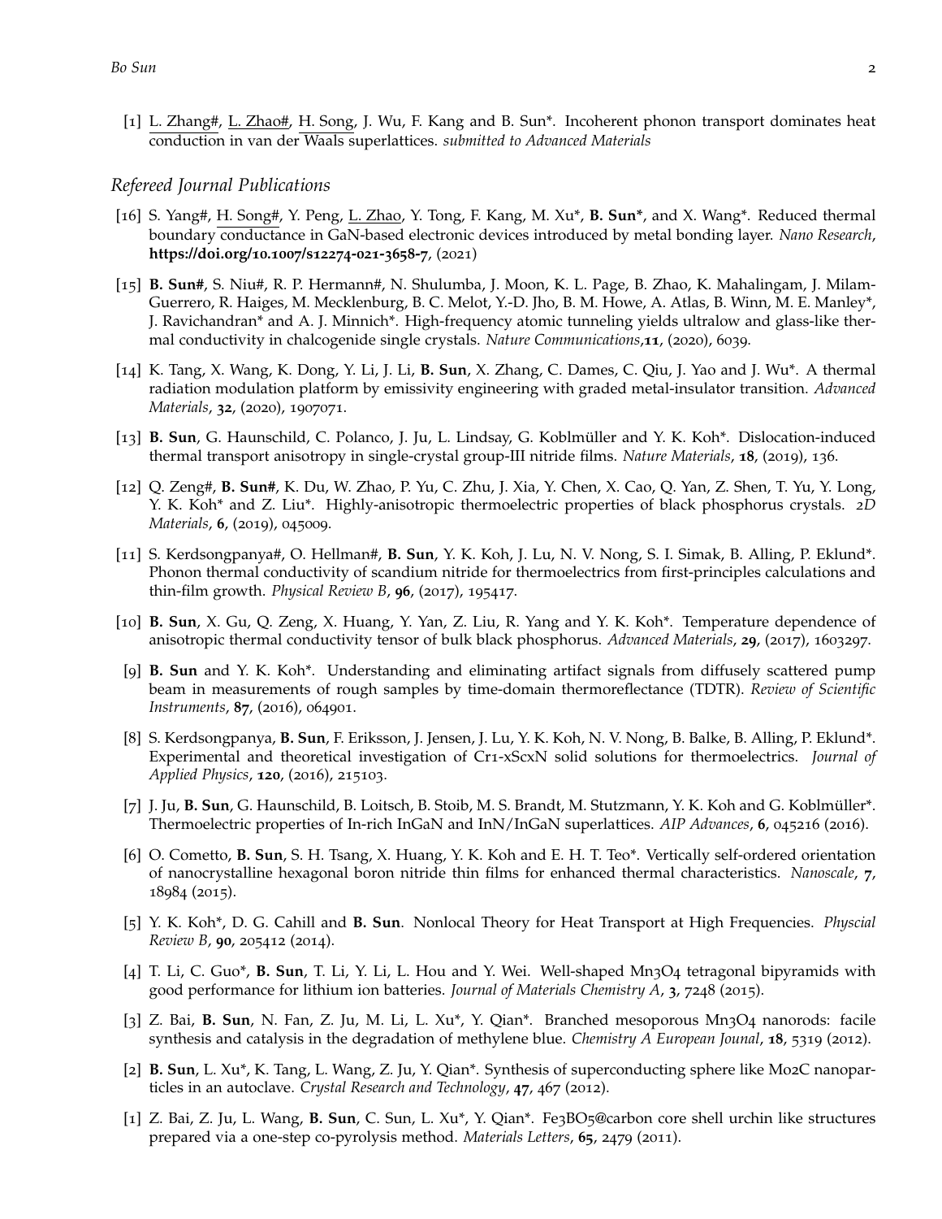[1] <u>L. Zhang#</u>, <u>L. Zhao#</u>, <u>H. Song</u>, J. Wu, F. Kang and B. Sun*. Incoherent phonon transport dominates heat conduction in van der Waals superlattices. *submitted to Advanced Materials*

### *Refereed Journal Publications*

[16] S. Yang#, <u>H. Song#</u>, Y. Peng, <u>L. Zhao</u>, Y. Tong, F. Kang, M. Xu*, **B. Sun***, and X. Wang*. Reduced thermal boundary conductance in GaN-based electronic devices introduced by metal bonding layer. *Nano Research*, **https://doi.org/10.1007/s12274-021-3658-7**, (2021)

[15] **B. Sun#**, S. Niu#, R. P. Hermann#, N. Shulumba, J. Moon, K. L. Page, B. Zhao, K. Mahalingam, J. Milam-Guerrero, R. Haiges, M. Mecklenburg, B. C. Melot, Y.-D. Jho, B. M. Howe, A. Atlas, B. Winn, M. E. Manley*, J. Ravichandran* and A. J. Minnich*. High-frequency atomic tunneling yields ultralow and glass-like thermal conductivity in chalcogenide single crystals. *Nature Communications*,**11**, (2020), 6039.

[14] K. Tang, X. Wang, K. Dong, Y. Li, J. Li, **B. Sun**, X. Zhang, C. Dames, C. Qiu, J. Yao and J. Wu*. A thermal radiation modulation platform by emissivity engineering with graded metal-insulator transition. *Advanced Materials*, **32**, (2020), 1907071.

[13] **B. Sun**, G. Haunschild, C. Polanco, J. Ju, L. Lindsay, G. Koblmüller and Y. K. Koh*. Dislocation-induced thermal transport anisotropy in single-crystal group-III nitride films. *Nature Materials*, **18**, (2019), 136.

[12] Q. Zeng#, **B. Sun#**, K. Du, W. Zhao, P. Yu, C. Zhu, J. Xia, Y. Chen, X. Cao, Q. Yan, Z. Shen, T. Yu, Y. Long, Y. K. Koh* and Z. Liu*. Highly-anisotropic thermoelectric properties of black phosphorus crystals. *2D Materials*, **6**, (2019), 045009.

[11] S. Kerdsongpanya#, O. Hellman#, **B. Sun**, Y. K. Koh, J. Lu, N. V. Nong, S. I. Simak, B. Alling, P. Eklund*. Phonon thermal conductivity of scandium nitride for thermoelectrics from first-principles calculations and thin-film growth. *Physical Review B*, **96**, (2017), 195417.

[10] **B. Sun**, X. Gu, Q. Zeng, X. Huang, Y. Yan, Z. Liu, R. Yang and Y. K. Koh*. Temperature dependence of anisotropic thermal conductivity tensor of bulk black phosphorus. *Advanced Materials*, **29**, (2017), 1603297.

[9] **B. Sun** and Y. K. Koh*. Understanding and eliminating artifact signals from diffusely scattered pump beam in measurements of rough samples by time-domain thermoreflectance (TDTR). *Review of Scientific Instruments*, **87**, (2016), 064901.

[8] S. Kerdsongpanya, **B. Sun**, F. Eriksson, J. Jensen, J. Lu, Y. K. Koh, N. V. Nong, B. Balke, B. Alling, P. Eklund*. Experimental and theoretical investigation of $Cr_{1-x}Sc_xN$ solid solutions for thermoelectrics. *Journal of Applied Physics*, **120**, (2016), 215103.

[7] J. Ju, **B. Sun**, G. Haunschild, B. Loitsch, B. Stoib, M. S. Brandt, M. Stutzmann, Y. K. Koh and G. Koblmüller*. Thermoelectric properties of In-rich InGaN and InN/InGaN superlattices. *AIP Advances*, **6**, 045216 (2016).

[6] O. Cometto, **B. Sun**, S. H. Tsang, X. Huang, Y. K. Koh and E. H. T. Teo*. Vertically self-ordered orientation of nanocrystalline hexagonal boron nitride thin films for enhanced thermal characteristics. *Nanoscale*, **7**, 18984 (2015).

[5] Y. K. Koh*, D. G. Cahill and **B. Sun**. Nonlocal Theory for Heat Transport at High Frequencies. *Physcial Review B*, **90**, 205412 (2014).

[4] T. Li, C. Guo*, **B. Sun**, T. Li, Y. Li, L. Hou and Y. Wei. Well-shaped $Mn_3O_4$ tetragonal bipyramids with good performance for lithium ion batteries. *Journal of Materials Chemistry A*, **3**, 7248 (2015).

[3] Z. Bai, **B. Sun**, N. Fan, Z. Ju, M. Li, L. Xu*, Y. Qian*. Branched mesoporous $Mn_3O_4$ nanorods: facile synthesis and catalysis in the degradation of methylene blue. *Chemistry A European Jounal*, **18**, 5319 (2012).

[2] **B. Sun**, L. Xu*, K. Tang, L. Wang, Z. Ju, Y. Qian*. Synthesis of superconducting sphere like $Mo_2C$ nanoparticles in an autoclave. *Crystal Research and Technology*, **47**, 467 (2012).

[1] Z. Bai, Z. Ju, L. Wang, **B. Sun**, C. Sun, L. Xu*, Y. Qian*. $Fe_3BO_5$@carbon core shell urchin like structures prepared via a one-step co-pyrolysis method. *Materials Letters*, **65**, 2479 (2011).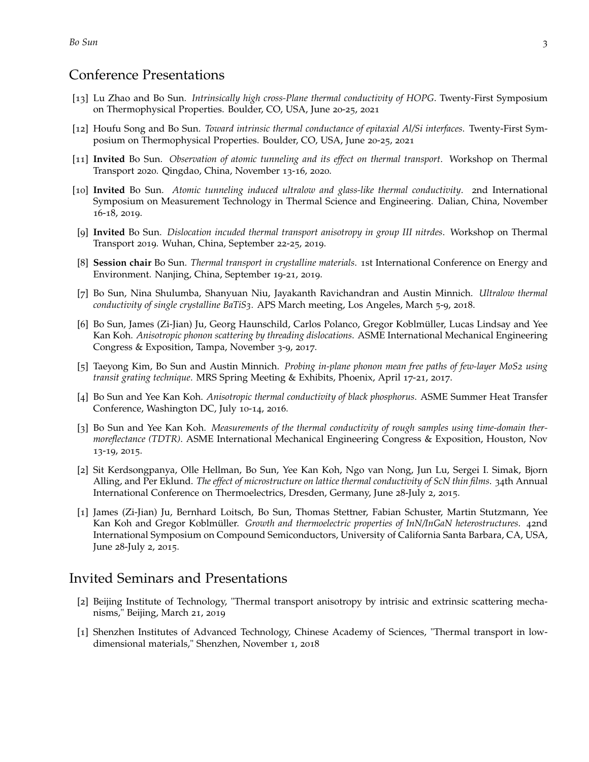## Conference Presentations

[13] Lu Zhao and Bo Sun. *Intrinsically high cross-Plane thermal conductivity of HOPG*. Twenty-First Symposium on Thermophysical Properties. Boulder, CO, USA, June 20-25, 2021

[12] Houfu Song and Bo Sun. *Toward intrinsic thermal conductance of epitaxial Al/Si interfaces*. Twenty-First Symposium on Thermophysical Properties. Boulder, CO, USA, June 20-25, 2021

[11] **Invited** Bo Sun. *Observation of atomic tunneling and its effect on thermal transport*. Workshop on Thermal Transport 2020. Qingdao, China, November 13-16, 2020.

[10] **Invited** Bo Sun. *Atomic tunneling induced ultralow and glass-like thermal conductivity*. 2nd International Symposium on Measurement Technology in Thermal Science and Engineering. Dalian, China, November 16-18, 2019.

[9] **Invited** Bo Sun. *Dislocation incuded thermal transport anisotropy in group III nitrdes*. Workshop on Thermal Transport 2019. Wuhan, China, September 22-25, 2019.

[8] **Session chair** Bo Sun. *Thermal transport in crystalline materials*. 1st International Conference on Energy and Environment. Nanjing, China, September 19-21, 2019.

[7] Bo Sun, Nina Shulumba, Shanyuan Niu, Jayakanth Ravichandran and Austin Minnich. *Ultralow thermal conductivity of single crystalline BaTiS3*. APS March meeting, Los Angeles, March 5-9, 2018.

[6] Bo Sun, James (Zi-Jian) Ju, Georg Haunschild, Carlos Polanco, Gregor Koblmüller, Lucas Lindsay and Yee Kan Koh. *Anisotropic phonon scattering by threading dislocations*. ASME International Mechanical Engineering Congress & Exposition, Tampa, November 3-9, 2017.

[5] Taeyong Kim, Bo Sun and Austin Minnich. *Probing in-plane phonon mean free paths of few-layer MoS2 using transit grating technique*. MRS Spring Meeting & Exhibits, Phoenix, April 17-21, 2017.

[4] Bo Sun and Yee Kan Koh. *Anisotropic thermal conductivity of black phosphorus*. ASME Summer Heat Transfer Conference, Washington DC, July 10-14, 2016.

[3] Bo Sun and Yee Kan Koh. *Measurements of the thermal conductivity of rough samples using time-domain thermoreflectance (TDTR)*. ASME International Mechanical Engineering Congress & Exposition, Houston, Nov 13-19, 2015.

[2] Sit Kerdsongpanya, Olle Hellman, Bo Sun, Yee Kan Koh, Ngo van Nong, Jun Lu, Sergei I. Simak, Bjorn Alling, and Per Eklund. *The effect of microstructure on lattice thermal conductivity of ScN thin films*. 34th Annual International Conference on Thermoelectrics, Dresden, Germany, June 28-July 2, 2015.

[1] James (Zi-Jian) Ju, Bernhard Loitsch, Bo Sun, Thomas Stettner, Fabian Schuster, Martin Stutzmann, Yee Kan Koh and Gregor Koblmüller. *Growth and thermoelectric properties of InN/InGaN heterostructures*. 42nd International Symposium on Compound Semiconductors, University of California Santa Barbara, CA, USA, June 28-July 2, 2015.

## Invited Seminars and Presentations

[2] Beijing Institute of Technology, "Thermal transport anisotropy by intrisic and extrinsic scattering mechanisms," Beijing, March 21, 2019

[1] Shenzhen Institutes of Advanced Technology, Chinese Academy of Sciences, "Thermal transport in low-dimensional materials," Shenzhen, November 1, 2018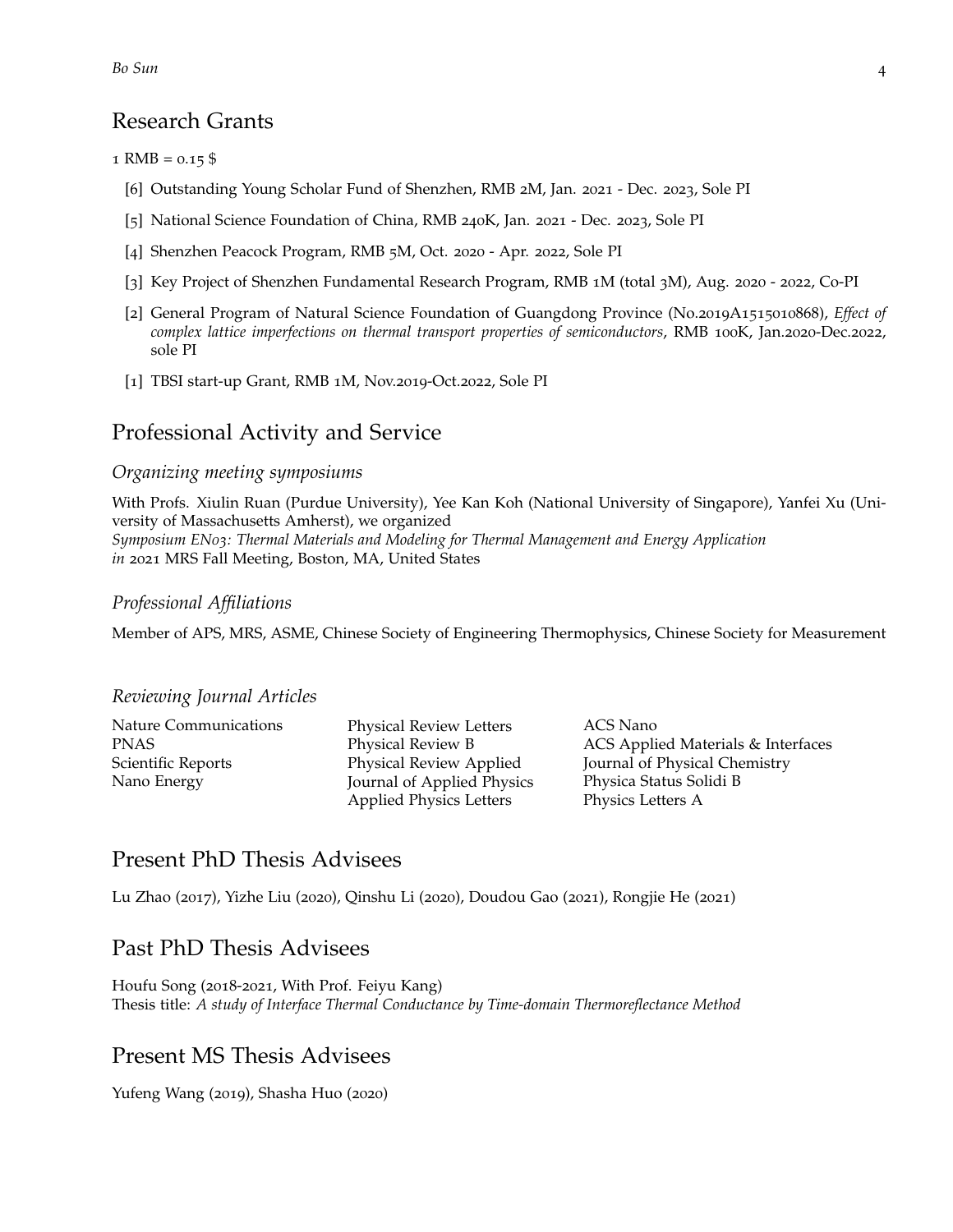## Research Grants

1 RMB = 0.15 $

- [6] Outstanding Young Scholar Fund of Shenzhen, RMB 2M, Jan. 2021 - Dec. 2023, Sole PI
- [5] National Science Foundation of China, RMB 240K, Jan. 2021 - Dec. 2023, Sole PI
- [4] Shenzhen Peacock Program, RMB 5M, Oct. 2020 - Apr. 2022, Sole PI
- [3] Key Project of Shenzhen Fundamental Research Program, RMB 1M (total 3M), Aug. 2020 - 2022, Co-PI
- [2] General Program of Natural Science Foundation of Guangdong Province (No.2019A1515010868), *Effect of complex lattice imperfections on thermal transport properties of semiconductors*, RMB 100K, Jan.2020-Dec.2022, sole PI
- [1] TBSI start-up Grant, RMB 1M, Nov.2019-Oct.2022, Sole PI

## Professional Activity and Service

### Organizing meeting symposiums

With Profs. Xiulin Ruan (Purdue University), Yee Kan Koh (National University of Singapore), Yanfei Xu (University of Massachusetts Amherst), we organized
*Symposium EN03: Thermal Materials and Modeling for Thermal Management and Energy Application*
*in* 2021 MRS Fall Meeting, Boston, MA, United States

### Professional Affiliations

Member of APS, MRS, ASME, Chinese Society of Engineering Thermophysics, Chinese Society for Measurement

### Reviewing Journal Articles

Nature Communications
PNAS
Scientific Reports
Nano Energy
Physical Review Letters
Physical Review B
Physical Review Applied
Journal of Applied Physics
Applied Physics Letters
ACS Nano
ACS Applied Materials & Interfaces
Journal of Physical Chemistry
Physica Status Solidi B
Physics Letters A

## Present PhD Thesis Advisees

Lu Zhao (2017), Yizhe Liu (2020), Qinshu Li (2020), Doudou Gao (2021), Rongjie He (2021)

## Past PhD Thesis Advisees

Houfu Song (2018-2021, With Prof. Feiyu Kang)
Thesis title: *A study of Interface Thermal Conductance by Time-domain Thermoreflectance Method*

## Present MS Thesis Advisees

Yufeng Wang (2019), Shasha Huo (2020)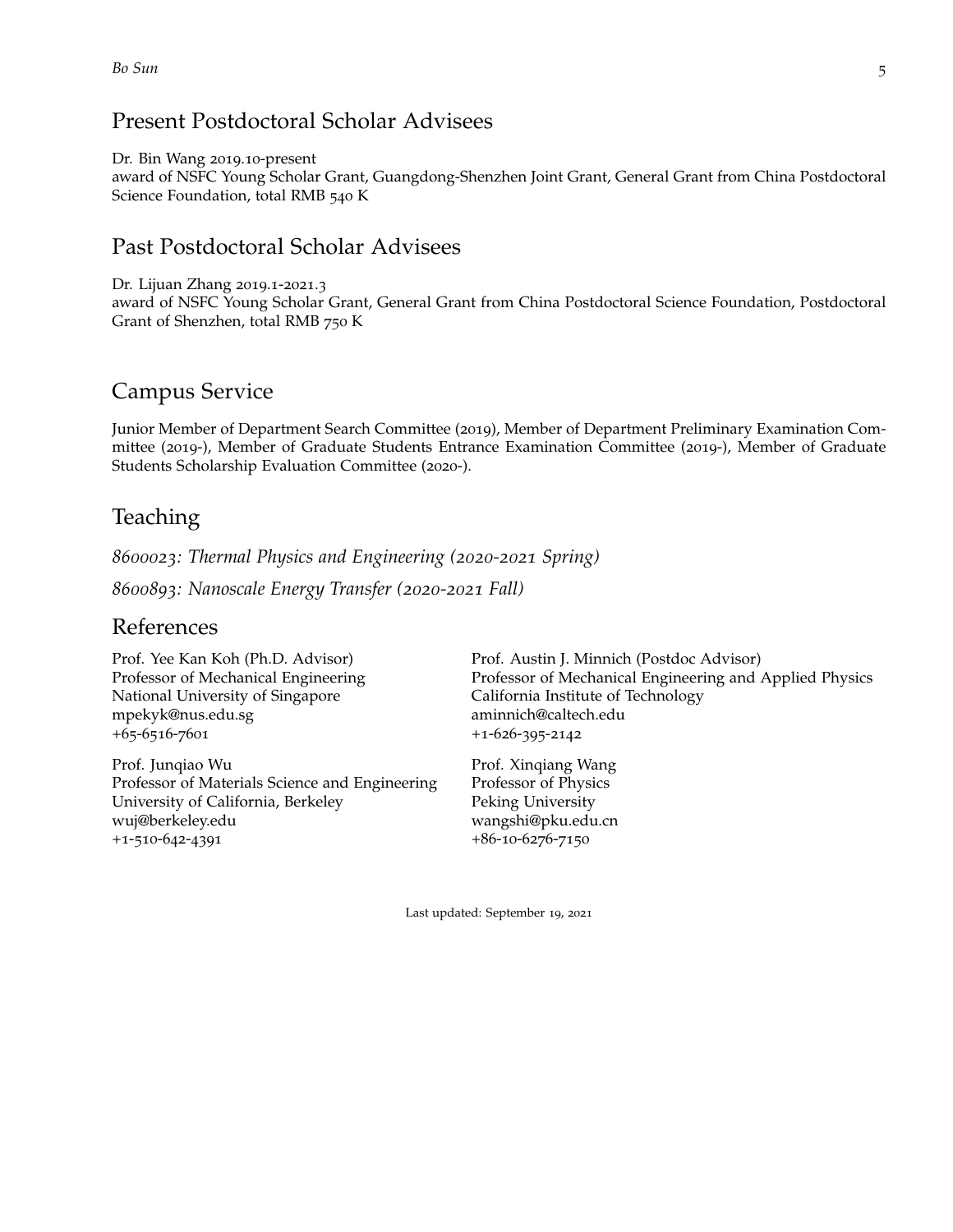## Present Postdoctoral Scholar Advisees

Dr. Bin Wang 2019.10-present
award of NSFC Young Scholar Grant, Guangdong-Shenzhen Joint Grant, General Grant from China Postdoctoral Science Foundation, total RMB 540 K

## Past Postdoctoral Scholar Advisees

Dr. Lijuan Zhang 2019.1-2021.3
award of NSFC Young Scholar Grant, General Grant from China Postdoctoral Science Foundation, Postdoctoral Grant of Shenzhen, total RMB 750 K

## Campus Service

Junior Member of Department Search Committee (2019), Member of Department Preliminary Examination Committee (2019-), Member of Graduate Students Entrance Examination Committee (2019-), Member of Graduate Students Scholarship Evaluation Committee (2020-).

## Teaching

*8600023: Thermal Physics and Engineering (2020-2021 Spring)*

*8600893: Nanoscale Energy Transfer (2020-2021 Fall)*

## References

Prof. Yee Kan Koh (Ph.D. Advisor)
Professor of Mechanical Engineering
National University of Singapore
mpekyk@nus.edu.sg
+65-6516-7601

Prof. Austin J. Minnich (Postdoc Advisor)
Professor of Mechanical Engineering and Applied Physics
California Institute of Technology
aminnich@caltech.edu
+1-626-395-2142

Prof. Junqiao Wu
Professor of Materials Science and Engineering
University of California, Berkeley
wuj@berkeley.edu
+1-510-642-4391

Prof. Xinqiang Wang
Professor of Physics
Peking University
wangshi@pku.edu.cn
+86-10-6276-7150

Last updated: September 19, 2021